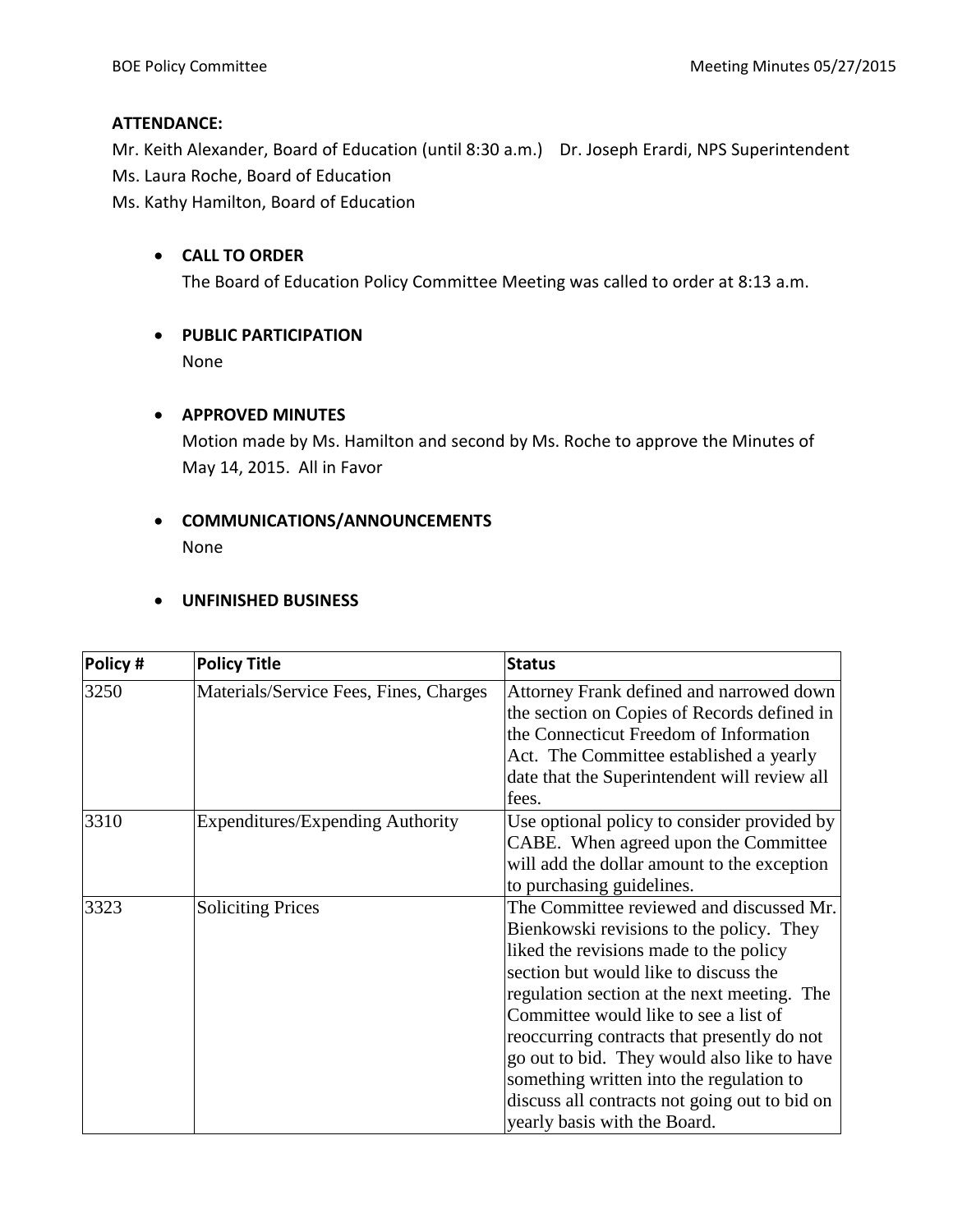**ATTENDANCE:**

Mr. Keith Alexander, Board of Education (until 8:30 a.m.) Dr. Joseph Erardi, NPS Superintendent
Ms. Laura Roche, Board of Education
Ms. Kathy Hamilton, Board of Education

- **CALL TO ORDER**
  The Board of Education Policy Committee Meeting was called to order at 8:13 a.m.

- **PUBLIC PARTICIPATION**
  None

- **APPROVED MINUTES**
  Motion made by Ms. Hamilton and second by Ms. Roche to approve the Minutes of May 14, 2015. All in Favor

- **COMMUNICATIONS/ANNOUNCEMENTS**
  None

- **UNFINISHED BUSINESS**

| Policy # | Policy Title | Status |
|---|---|---|
| 3250 | Materials/Service Fees, Fines, Charges | Attorney Frank defined and narrowed down the section on Copies of Records defined in the Connecticut Freedom of Information Act. The Committee established a yearly date that the Superintendent will review all fees. |
| 3310 | Expenditures/Expending Authority | Use optional policy to consider provided by CABE. When agreed upon the Committee will add the dollar amount to the exception to purchasing guidelines. |
| 3323 | Soliciting Prices | The Committee reviewed and discussed Mr. Bienkowski revisions to the policy. They liked the revisions made to the policy section but would like to discuss the regulation section at the next meeting. The Committee would like to see a list of reoccurring contracts that presently do not go out to bid. They would also like to have something written into the regulation to discuss all contracts not going out to bid on yearly basis with the Board. |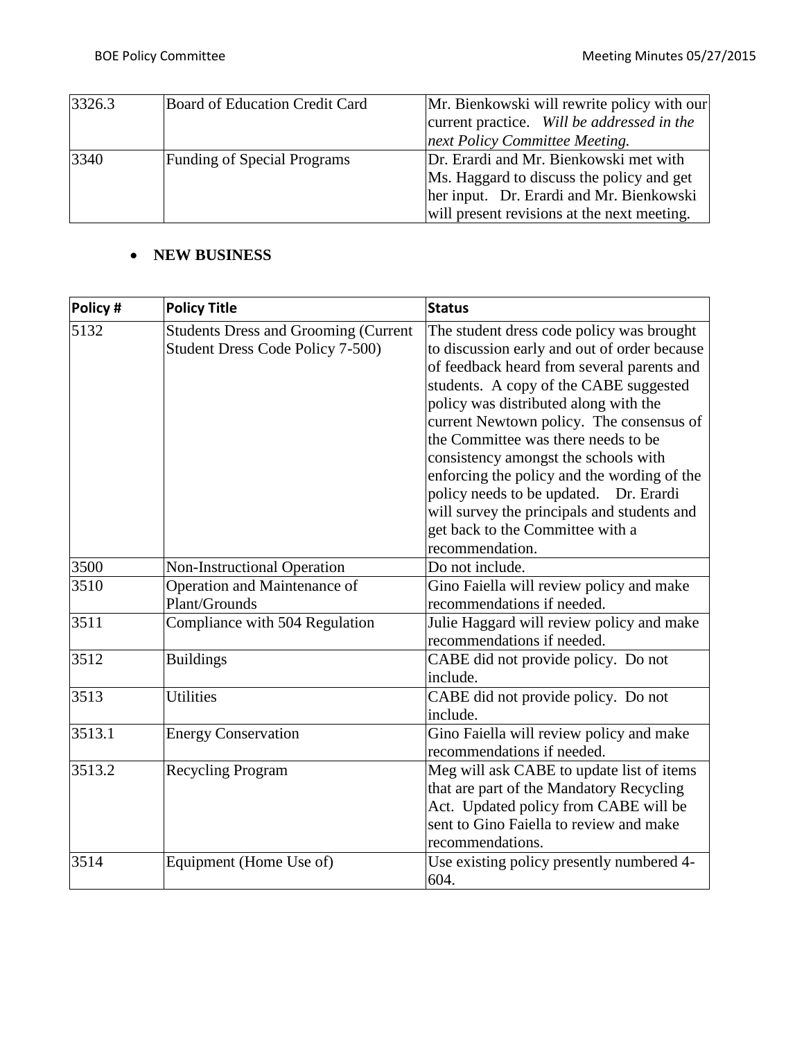| | | |
|---|---|---|
| 3326.3 | Board of Education Credit Card | Mr. Bienkowski will rewrite policy with our current practice. *Will be addressed in the next Policy Committee Meeting.* |
| 3340 | Funding of Special Programs | Dr. Erardi and Mr. Bienkowski met with Ms. Haggard to discuss the policy and get her input. Dr. Erardi and Mr. Bienkowski will present revisions at the next meeting. |

- **NEW BUSINESS**

| Policy # | Policy Title | Status |
|---|---|---|
| 5132 | Students Dress and Grooming (Current Student Dress Code Policy 7-500) | The student dress code policy was brought to discussion early and out of order because of feedback heard from several parents and students. A copy of the CABE suggested policy was distributed along with the current Newtown policy. The consensus of the Committee was there needs to be consistency amongst the schools with enforcing the policy and the wording of the policy needs to be updated. Dr. Erardi will survey the principals and students and get back to the Committee with a recommendation. |
| 3500 | Non-Instructional Operation | Do not include. |
| 3510 | Operation and Maintenance of Plant/Grounds | Gino Faiella will review policy and make recommendations if needed. |
| 3511 | Compliance with 504 Regulation | Julie Haggard will review policy and make recommendations if needed. |
| 3512 | Buildings | CABE did not provide policy. Do not include. |
| 3513 | Utilities | CABE did not provide policy. Do not include. |
| 3513.1 | Energy Conservation | Gino Faiella will review policy and make recommendations if needed. |
| 3513.2 | Recycling Program | Meg will ask CABE to update list of items that are part of the Mandatory Recycling Act. Updated policy from CABE will be sent to Gino Faiella to review and make recommendations. |
| 3514 | Equipment (Home Use of) | Use existing policy presently numbered 4-604. |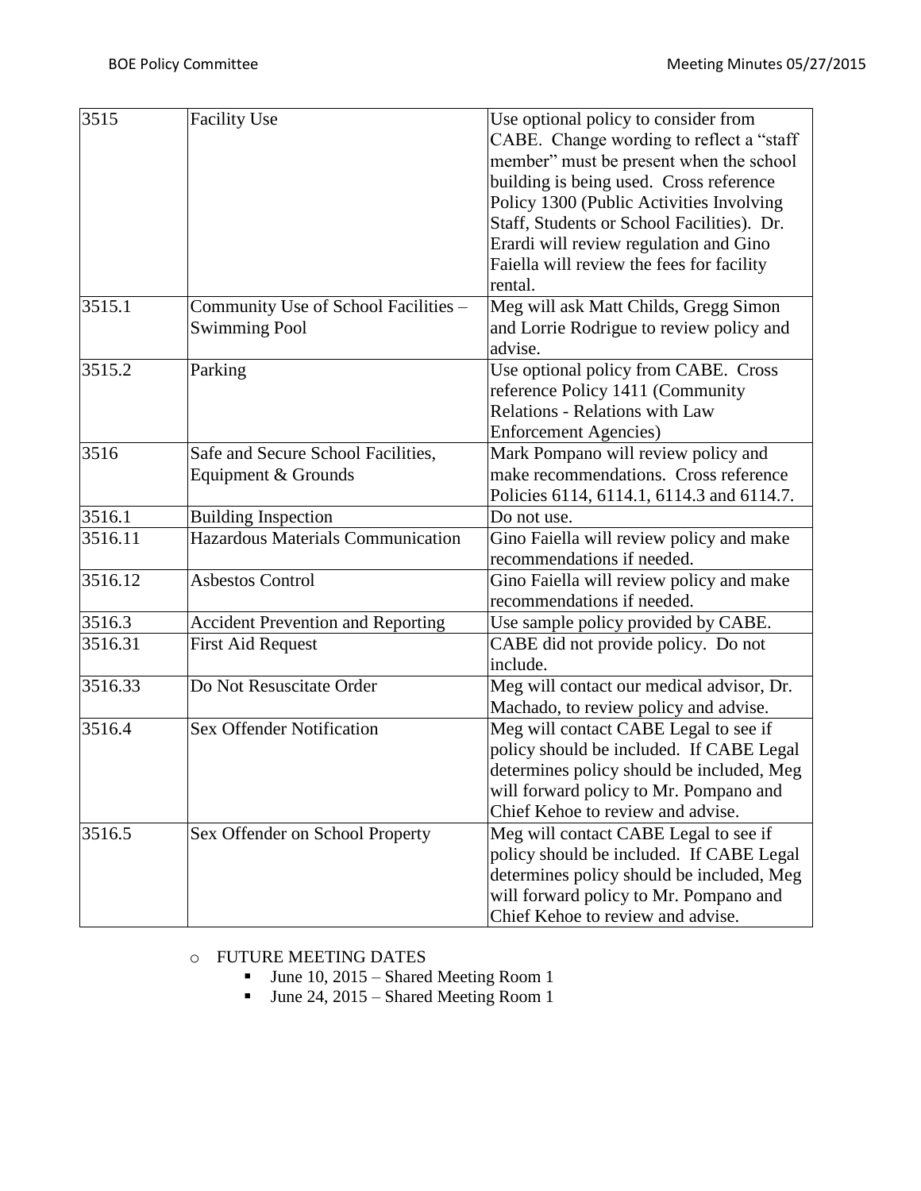| 3515 | Facility Use | Use optional policy to consider from CABE. Change wording to reflect a "staff member" must be present when the school building is being used. Cross reference Policy 1300 (Public Activities Involving Staff, Students or School Facilities). Dr. Erardi will review regulation and Gino Faiella will review the fees for facility rental. |
|---|---|---|
| 3515.1 | Community Use of School Facilities – Swimming Pool | Meg will ask Matt Childs, Gregg Simon and Lorrie Rodrigue to review policy and advise. |
| 3515.2 | Parking | Use optional policy from CABE. Cross reference Policy 1411 (Community Relations - Relations with Law Enforcement Agencies) |
| 3516 | Safe and Secure School Facilities, Equipment & Grounds | Mark Pompano will review policy and make recommendations. Cross reference Policies 6114, 6114.1, 6114.3 and 6114.7. |
| 3516.1 | Building Inspection | Do not use. |
| 3516.11 | Hazardous Materials Communication | Gino Faiella will review policy and make recommendations if needed. |
| 3516.12 | Asbestos Control | Gino Faiella will review policy and make recommendations if needed. |
| 3516.3 | Accident Prevention and Reporting | Use sample policy provided by CABE. |
| 3516.31 | First Aid Request | CABE did not provide policy. Do not include. |
| 3516.33 | Do Not Resuscitate Order | Meg will contact our medical advisor, Dr. Machado, to review policy and advise. |
| 3516.4 | Sex Offender Notification | Meg will contact CABE Legal to see if policy should be included. If CABE Legal determines policy should be included, Meg will forward policy to Mr. Pompano and Chief Kehoe to review and advise. |
| 3516.5 | Sex Offender on School Property | Meg will contact CABE Legal to see if policy should be included. If CABE Legal determines policy should be included, Meg will forward policy to Mr. Pompano and Chief Kehoe to review and advise. |

- FUTURE MEETING DATES
  - June 10, 2015 – Shared Meeting Room 1
  - June 24, 2015 – Shared Meeting Room 1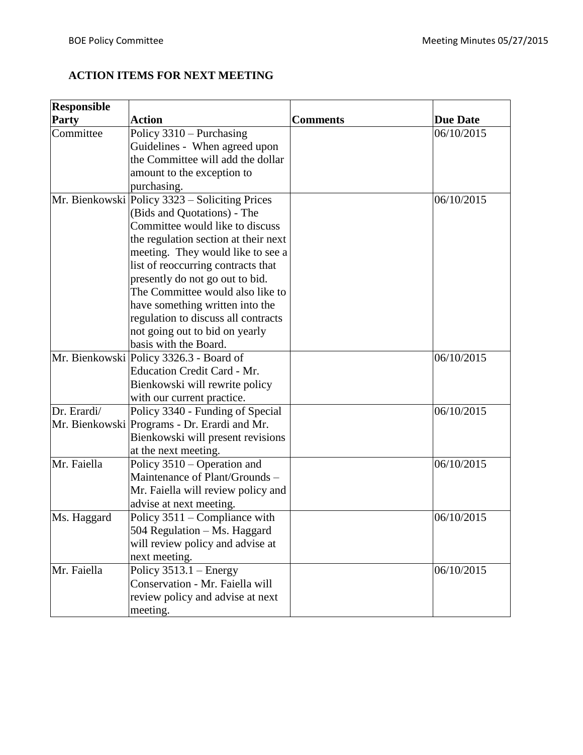## ACTION ITEMS FOR NEXT MEETING

| Responsible Party | Action | Comments | Due Date |
|---|---|---|---|
| Committee | Policy 3310 – Purchasing Guidelines - When agreed upon the Committee will add the dollar amount to the exception to purchasing. | | 06/10/2015 |
| Mr. Bienkowski | Policy 3323 – Soliciting Prices (Bids and Quotations) - The Committee would like to discuss the regulation section at their next meeting. They would like to see a list of reoccurring contracts that presently do not go out to bid. The Committee would also like to have something written into the regulation to discuss all contracts not going out to bid on yearly basis with the Board. | | 06/10/2015 |
| Mr. Bienkowski | Policy 3326.3 - Board of Education Credit Card - Mr. Bienkowski will rewrite policy with our current practice. | | 06/10/2015 |
| Dr. Erardi/ Mr. Bienkowski | Policy 3340 - Funding of Special Programs - Dr. Erardi and Mr. Bienkowski will present revisions at the next meeting. | | 06/10/2015 |
| Mr. Faiella | Policy 3510 – Operation and Maintenance of Plant/Grounds – Mr. Faiella will review policy and advise at next meeting. | | 06/10/2015 |
| Ms. Haggard | Policy 3511 – Compliance with 504 Regulation – Ms. Haggard will review policy and advise at next meeting. | | 06/10/2015 |
| Mr. Faiella | Policy 3513.1 – Energy Conservation - Mr. Faiella will review policy and advise at next meeting. | | 06/10/2015 |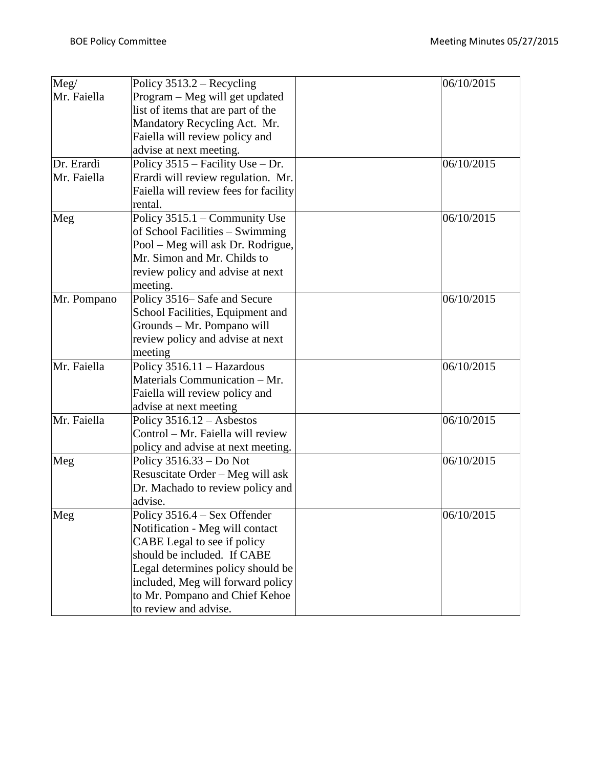| | | | |
|---|---|---|---|
| Meg/<br>Mr. Faiella | Policy 3513.2 – Recycling Program – Meg will get updated list of items that are part of the Mandatory Recycling Act. Mr. Faiella will review policy and advise at next meeting. | | 06/10/2015 |
| Dr. Erardi<br>Mr. Faiella | Policy 3515 – Facility Use – Dr. Erardi will review regulation. Mr. Faiella will review fees for facility rental. | | 06/10/2015 |
| Meg | Policy 3515.1 – Community Use of School Facilities – Swimming Pool – Meg will ask Dr. Rodrigue, Mr. Simon and Mr. Childs to review policy and advise at next meeting. | | 06/10/2015 |
| Mr. Pompano | Policy 3516– Safe and Secure School Facilities, Equipment and Grounds – Mr. Pompano will review policy and advise at next meeting | | 06/10/2015 |
| Mr. Faiella | Policy 3516.11 – Hazardous Materials Communication – Mr. Faiella will review policy and advise at next meeting | | 06/10/2015 |
| Mr. Faiella | Policy 3516.12 – Asbestos Control – Mr. Faiella will review policy and advise at next meeting. | | 06/10/2015 |
| Meg | Policy 3516.33 – Do Not Resuscitate Order – Meg will ask Dr. Machado to review policy and advise. | | 06/10/2015 |
| Meg | Policy 3516.4 – Sex Offender Notification - Meg will contact CABE Legal to see if policy should be included. If CABE Legal determines policy should be included, Meg will forward policy to Mr. Pompano and Chief Kehoe to review and advise. | | 06/10/2015 |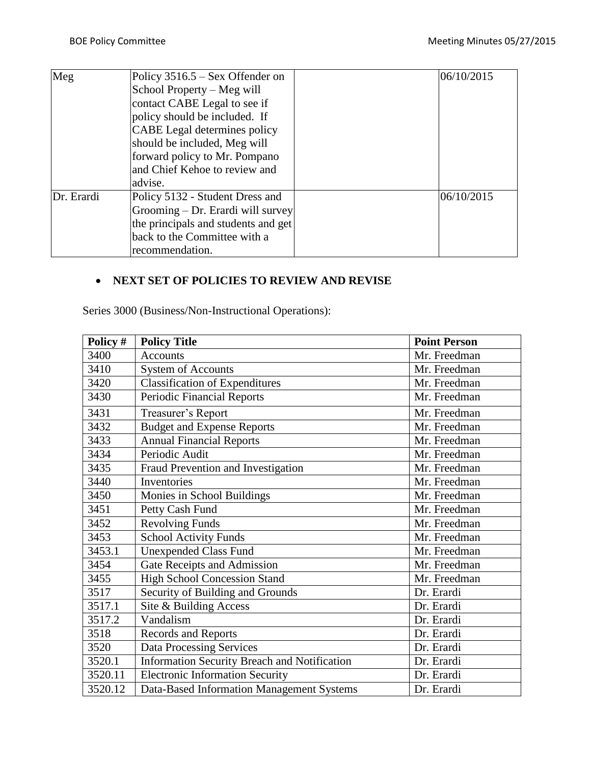| Meg | Policy 3516.5 – Sex Offender on School Property – Meg will contact CABE Legal to see if policy should be included. If CABE Legal determines policy should be included, Meg will forward policy to Mr. Pompano and Chief Kehoe to review and advise. | | 06/10/2015 |
|---|---|---|---|
| Dr. Erardi | Policy 5132 - Student Dress and Grooming – Dr. Erardi will survey the principals and students and get back to the Committee with a recommendation. | | 06/10/2015 |

- **NEXT SET OF POLICIES TO REVIEW AND REVISE**

Series 3000 (Business/Non-Instructional Operations):

| Policy # | Policy Title | Point Person |
|---|---|---|
| 3400 | Accounts | Mr. Freedman |
| 3410 | System of Accounts | Mr. Freedman |
| 3420 | Classification of Expenditures | Mr. Freedman |
| 3430 | Periodic Financial Reports | Mr. Freedman |
| 3431 | Treasurer's Report | Mr. Freedman |
| 3432 | Budget and Expense Reports | Mr. Freedman |
| 3433 | Annual Financial Reports | Mr. Freedman |
| 3434 | Periodic Audit | Mr. Freedman |
| 3435 | Fraud Prevention and Investigation | Mr. Freedman |
| 3440 | Inventories | Mr. Freedman |
| 3450 | Monies in School Buildings | Mr. Freedman |
| 3451 | Petty Cash Fund | Mr. Freedman |
| 3452 | Revolving Funds | Mr. Freedman |
| 3453 | School Activity Funds | Mr. Freedman |
| 3453.1 | Unexpended Class Fund | Mr. Freedman |
| 3454 | Gate Receipts and Admission | Mr. Freedman |
| 3455 | High School Concession Stand | Mr. Freedman |
| 3517 | Security of Building and Grounds | Dr. Erardi |
| 3517.1 | Site & Building Access | Dr. Erardi |
| 3517.2 | Vandalism | Dr. Erardi |
| 3518 | Records and Reports | Dr. Erardi |
| 3520 | Data Processing Services | Dr. Erardi |
| 3520.1 | Information Security Breach and Notification | Dr. Erardi |
| 3520.11 | Electronic Information Security | Dr. Erardi |
| 3520.12 | Data-Based Information Management Systems | Dr. Erardi |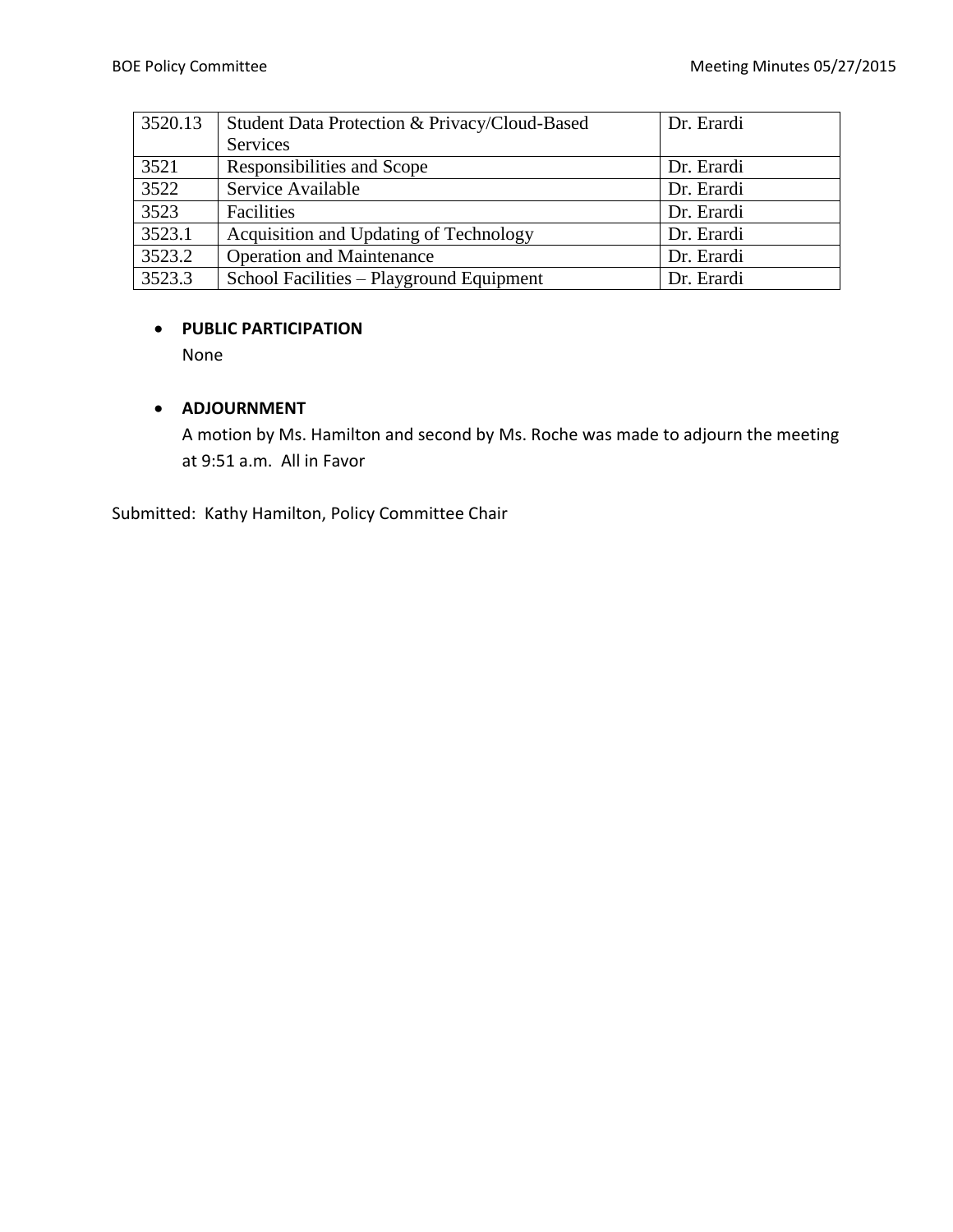| | | |
|---|---|---|
| 3520.13 | Student Data Protection & Privacy/Cloud-Based Services | Dr. Erardi |
| 3521 | Responsibilities and Scope | Dr. Erardi |
| 3522 | Service Available | Dr. Erardi |
| 3523 | Facilities | Dr. Erardi |
| 3523.1 | Acquisition and Updating of Technology | Dr. Erardi |
| 3523.2 | Operation and Maintenance | Dr. Erardi |
| 3523.3 | School Facilities – Playground Equipment | Dr. Erardi |

- **PUBLIC PARTICIPATION**

  None

- **ADJOURNMENT**

  A motion by Ms. Hamilton and second by Ms. Roche was made to adjourn the meeting at 9:51 a.m. All in Favor

Submitted: Kathy Hamilton, Policy Committee Chair